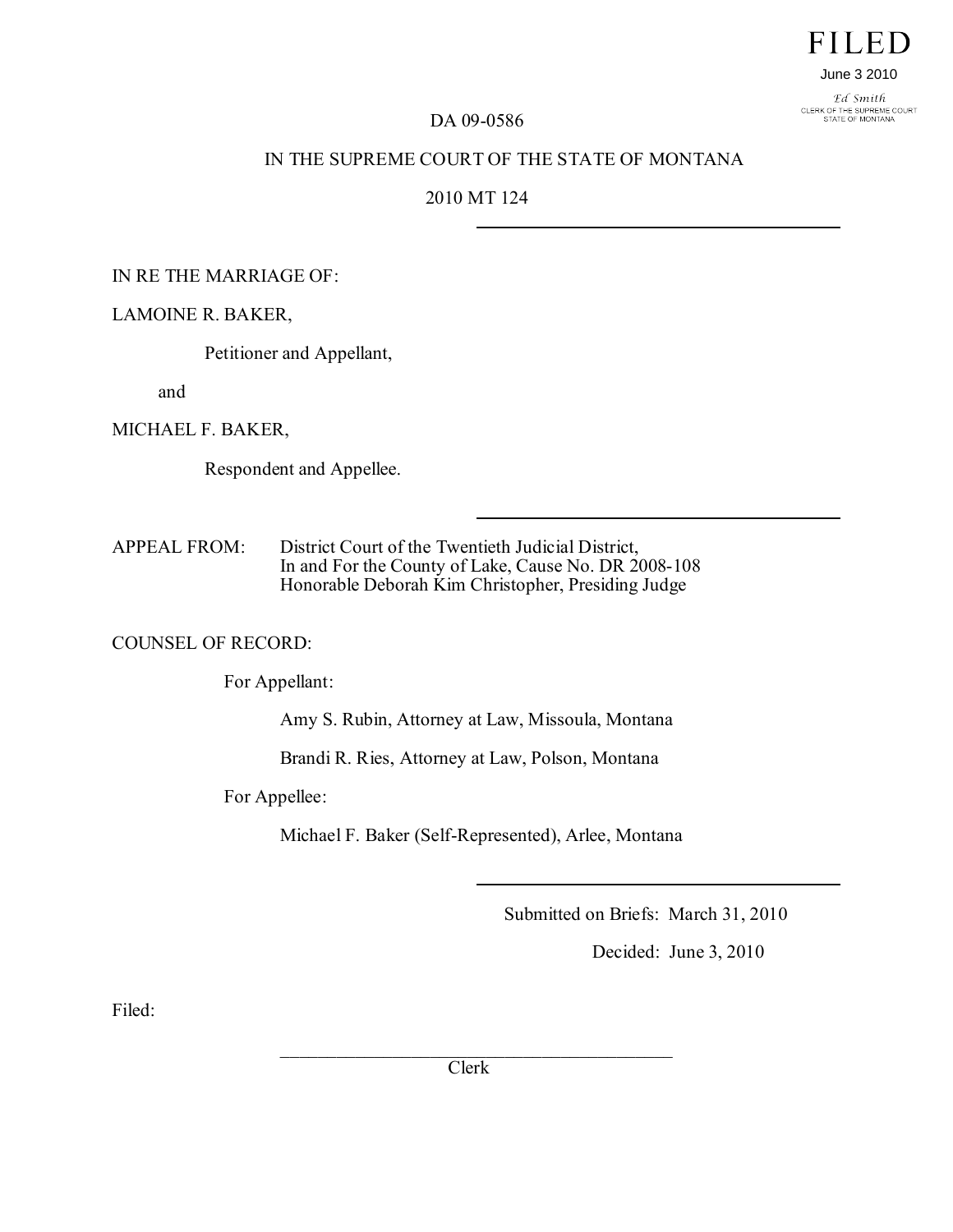FILED

June 3 2010

Ed Smith
CLERK OF THE SUPREME COURT
STATE OF MONTANA

DA 09-0586

IN THE SUPREME COURT OF THE STATE OF MONTANA

2010 MT 124

---

IN RE THE MARRIAGE OF:

LAMOINE R. BAKER,

Petitioner and Appellant,

and

MICHAEL F. BAKER,

Respondent and Appellee.

---

APPEAL FROM: District Court of the Twentieth Judicial District,
In and For the County of Lake, Cause No. DR 2008-108
Honorable Deborah Kim Christopher, Presiding Judge

COUNSEL OF RECORD:

For Appellant:

Amy S. Rubin, Attorney at Law, Missoula, Montana

Brandi R. Ries, Attorney at Law, Polson, Montana

For Appellee:

Michael F. Baker (Self-Represented), Arlee, Montana

---

Submitted on Briefs: March 31, 2010

Decided: June 3, 2010

Filed:

\_\_\_\_\_\_\_\_\_\_\_\_\_\_\_\_\_\_\_\_\_\_\_\_\_\_\_\_\_\_\_\_\_\_\_\_\_\_\_\_\_\_\_\_\_\_
Clerk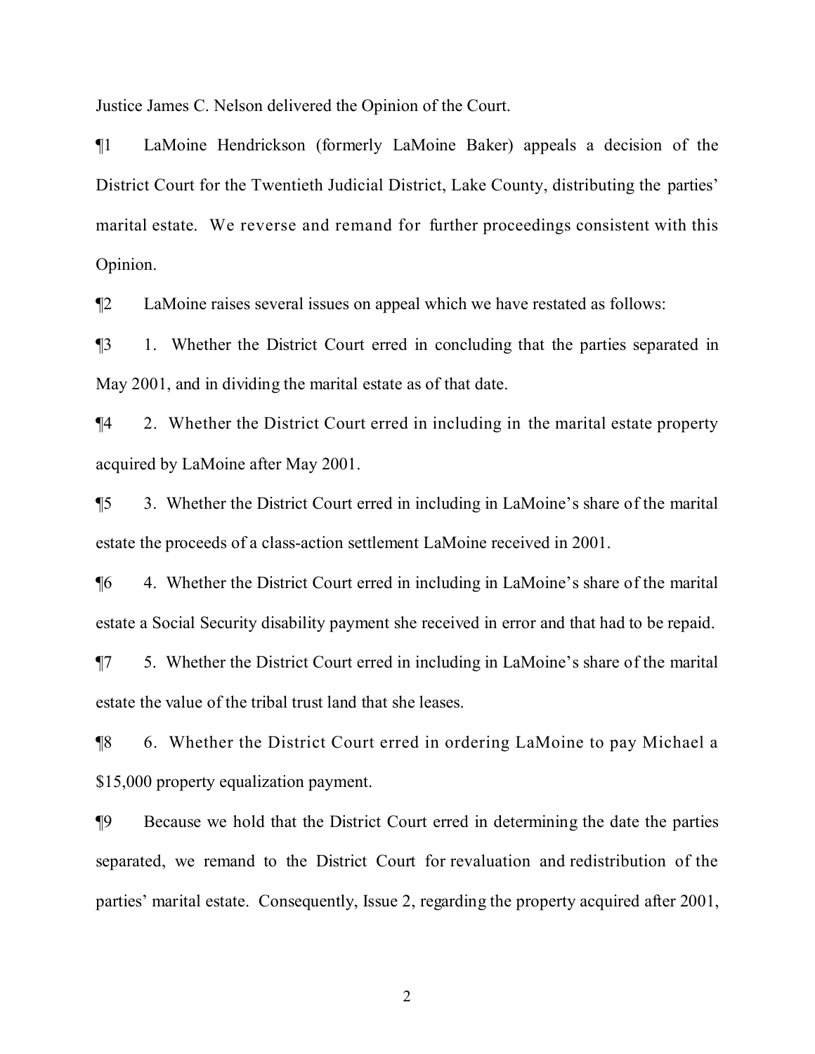Justice James C. Nelson delivered the Opinion of the Court.

¶1 LaMoine Hendrickson (formerly LaMoine Baker) appeals a decision of the District Court for the Twentieth Judicial District, Lake County, distributing the parties' marital estate. We reverse and remand for further proceedings consistent with this Opinion.

¶2 LaMoine raises several issues on appeal which we have restated as follows:

¶3 1. Whether the District Court erred in concluding that the parties separated in May 2001, and in dividing the marital estate as of that date.

¶4 2. Whether the District Court erred in including in the marital estate property acquired by LaMoine after May 2001.

¶5 3. Whether the District Court erred in including in LaMoine's share of the marital estate the proceeds of a class-action settlement LaMoine received in 2001.

¶6 4. Whether the District Court erred in including in LaMoine's share of the marital estate a Social Security disability payment she received in error and that had to be repaid.

¶7 5. Whether the District Court erred in including in LaMoine's share of the marital estate the value of the tribal trust land that she leases.

¶8 6. Whether the District Court erred in ordering LaMoine to pay Michael a $15,000 property equalization payment.

¶9 Because we hold that the District Court erred in determining the date the parties separated, we remand to the District Court for revaluation and redistribution of the parties' marital estate. Consequently, Issue 2, regarding the property acquired after 2001,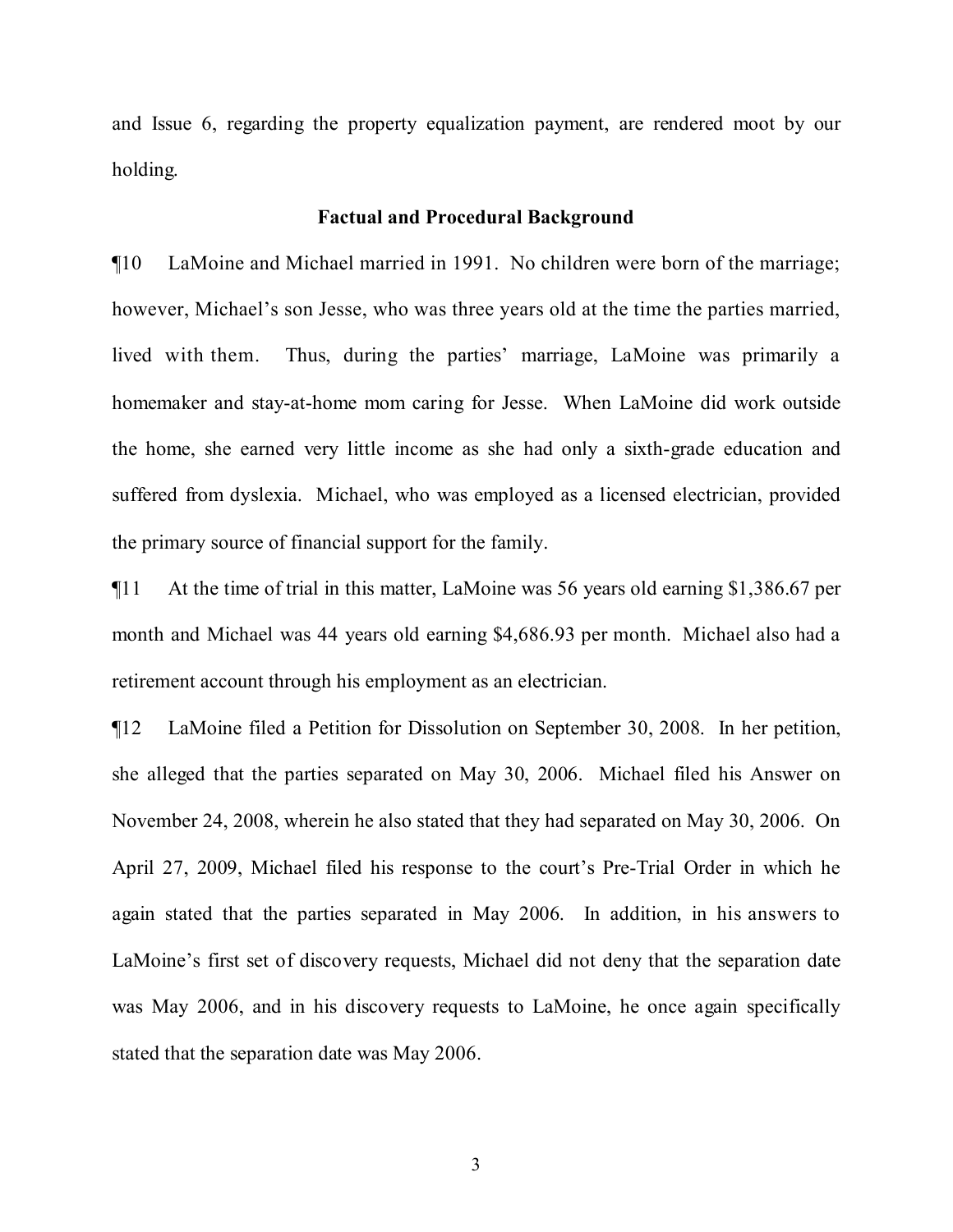and Issue 6, regarding the property equalization payment, are rendered moot by our holding.

### Factual and Procedural Background

¶10 LaMoine and Michael married in 1991. No children were born of the marriage; however, Michael's son Jesse, who was three years old at the time the parties married, lived with them. Thus, during the parties' marriage, LaMoine was primarily a homemaker and stay-at-home mom caring for Jesse. When LaMoine did work outside the home, she earned very little income as she had only a sixth-grade education and suffered from dyslexia. Michael, who was employed as a licensed electrician, provided the primary source of financial support for the family.

¶11 At the time of trial in this matter, LaMoine was 56 years old earning $1,386.67 per month and Michael was 44 years old earning $4,686.93 per month. Michael also had a retirement account through his employment as an electrician.

¶12 LaMoine filed a Petition for Dissolution on September 30, 2008. In her petition, she alleged that the parties separated on May 30, 2006. Michael filed his Answer on November 24, 2008, wherein he also stated that they had separated on May 30, 2006. On April 27, 2009, Michael filed his response to the court's Pre-Trial Order in which he again stated that the parties separated in May 2006. In addition, in his answers to LaMoine's first set of discovery requests, Michael did not deny that the separation date was May 2006, and in his discovery requests to LaMoine, he once again specifically stated that the separation date was May 2006.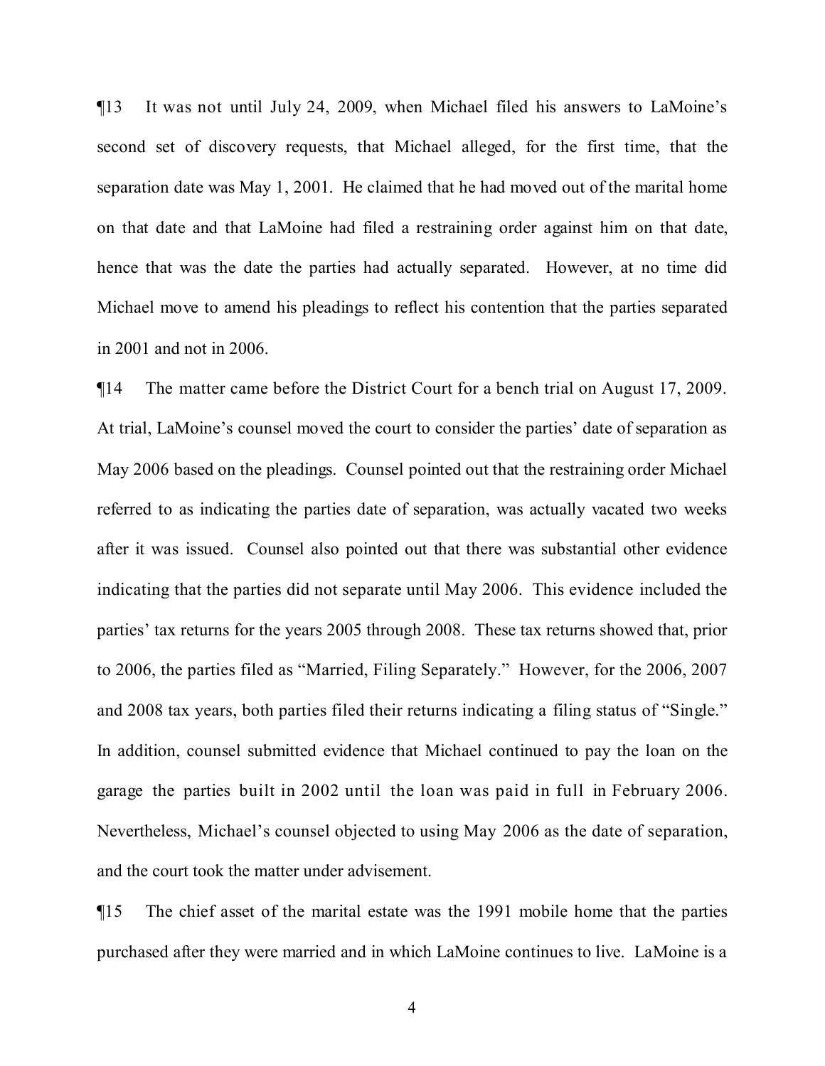¶13 It was not until July 24, 2009, when Michael filed his answers to LaMoine's second set of discovery requests, that Michael alleged, for the first time, that the separation date was May 1, 2001. He claimed that he had moved out of the marital home on that date and that LaMoine had filed a restraining order against him on that date, hence that was the date the parties had actually separated. However, at no time did Michael move to amend his pleadings to reflect his contention that the parties separated in 2001 and not in 2006.

¶14 The matter came before the District Court for a bench trial on August 17, 2009. At trial, LaMoine's counsel moved the court to consider the parties' date of separation as May 2006 based on the pleadings. Counsel pointed out that the restraining order Michael referred to as indicating the parties date of separation, was actually vacated two weeks after it was issued. Counsel also pointed out that there was substantial other evidence indicating that the parties did not separate until May 2006. This evidence included the parties' tax returns for the years 2005 through 2008. These tax returns showed that, prior to 2006, the parties filed as "Married, Filing Separately." However, for the 2006, 2007 and 2008 tax years, both parties filed their returns indicating a filing status of "Single." In addition, counsel submitted evidence that Michael continued to pay the loan on the garage the parties built in 2002 until the loan was paid in full in February 2006. Nevertheless, Michael's counsel objected to using May 2006 as the date of separation, and the court took the matter under advisement.

¶15 The chief asset of the marital estate was the 1991 mobile home that the parties purchased after they were married and in which LaMoine continues to live. LaMoine is a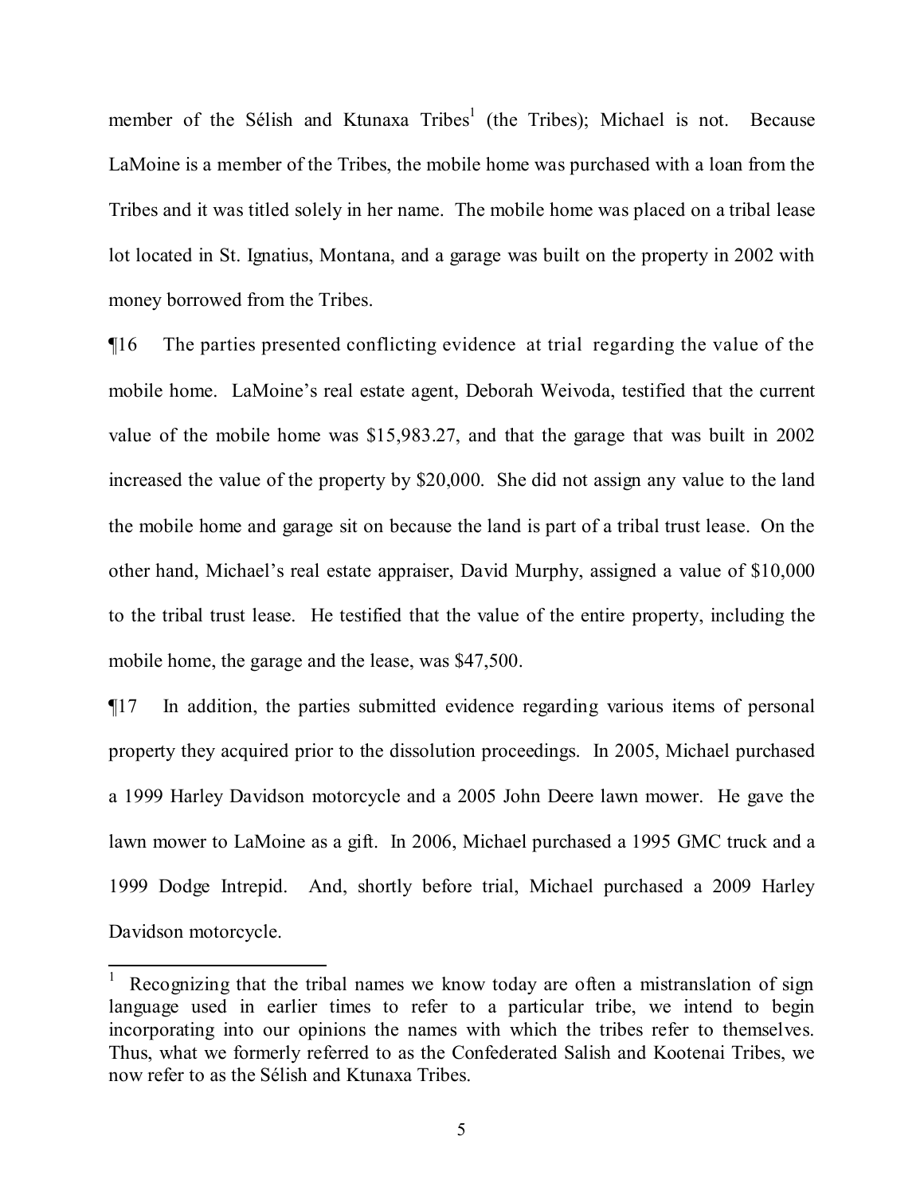member of the Sélish and Ktunaxa Tribes[1] (the Tribes); Michael is not. Because LaMoine is a member of the Tribes, the mobile home was purchased with a loan from the Tribes and it was titled solely in her name. The mobile home was placed on a tribal lease lot located in St. Ignatius, Montana, and a garage was built on the property in 2002 with money borrowed from the Tribes.

¶16 The parties presented conflicting evidence at trial regarding the value of the mobile home. LaMoine's real estate agent, Deborah Weivoda, testified that the current value of the mobile home was $15,983.27, and that the garage that was built in 2002 increased the value of the property by $20,000. She did not assign any value to the land the mobile home and garage sit on because the land is part of a tribal trust lease. On the other hand, Michael's real estate appraiser, David Murphy, assigned a value of $10,000 to the tribal trust lease. He testified that the value of the entire property, including the mobile home, the garage and the lease, was $47,500.

¶17 In addition, the parties submitted evidence regarding various items of personal property they acquired prior to the dissolution proceedings. In 2005, Michael purchased a 1999 Harley Davidson motorcycle and a 2005 John Deere lawn mower. He gave the lawn mower to LaMoine as a gift. In 2006, Michael purchased a 1995 GMC truck and a 1999 Dodge Intrepid. And, shortly before trial, Michael purchased a 2009 Harley Davidson motorcycle.

---

[1] Recognizing that the tribal names we know today are often a mistranslation of sign language used in earlier times to refer to a particular tribe, we intend to begin incorporating into our opinions the names with which the tribes refer to themselves. Thus, what we formerly referred to as the Confederated Salish and Kootenai Tribes, we now refer to as the Sélish and Ktunaxa Tribes.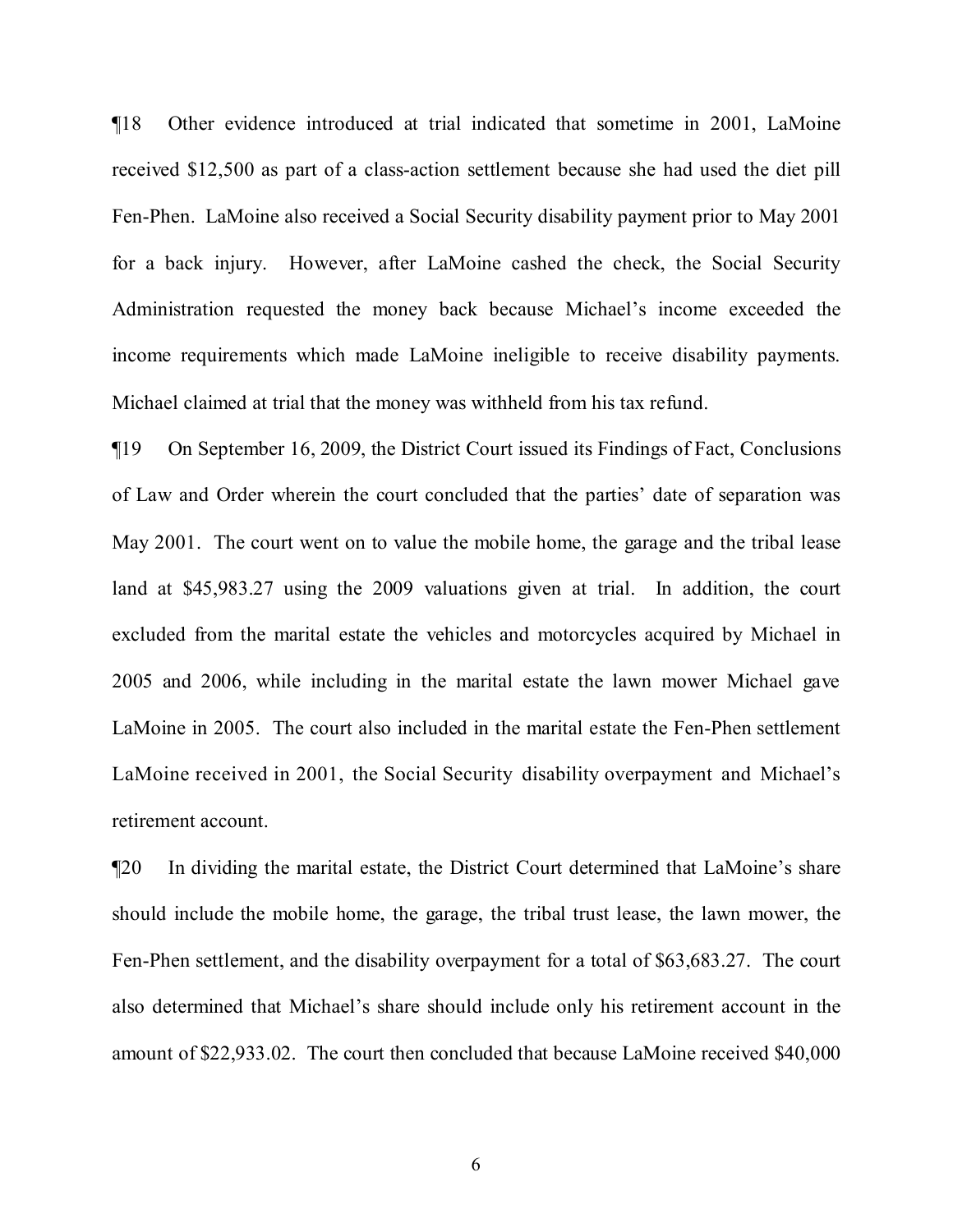¶18 Other evidence introduced at trial indicated that sometime in 2001, LaMoine received $12,500 as part of a class-action settlement because she had used the diet pill Fen-Phen. LaMoine also received a Social Security disability payment prior to May 2001 for a back injury. However, after LaMoine cashed the check, the Social Security Administration requested the money back because Michael's income exceeded the income requirements which made LaMoine ineligible to receive disability payments. Michael claimed at trial that the money was withheld from his tax refund.

¶19 On September 16, 2009, the District Court issued its Findings of Fact, Conclusions of Law and Order wherein the court concluded that the parties' date of separation was May 2001. The court went on to value the mobile home, the garage and the tribal lease land at $45,983.27 using the 2009 valuations given at trial. In addition, the court excluded from the marital estate the vehicles and motorcycles acquired by Michael in 2005 and 2006, while including in the marital estate the lawn mower Michael gave LaMoine in 2005. The court also included in the marital estate the Fen-Phen settlement LaMoine received in 2001, the Social Security disability overpayment and Michael's retirement account.

¶20 In dividing the marital estate, the District Court determined that LaMoine's share should include the mobile home, the garage, the tribal trust lease, the lawn mower, the Fen-Phen settlement, and the disability overpayment for a total of $63,683.27. The court also determined that Michael's share should include only his retirement account in the amount of $22,933.02. The court then concluded that because LaMoine received $40,000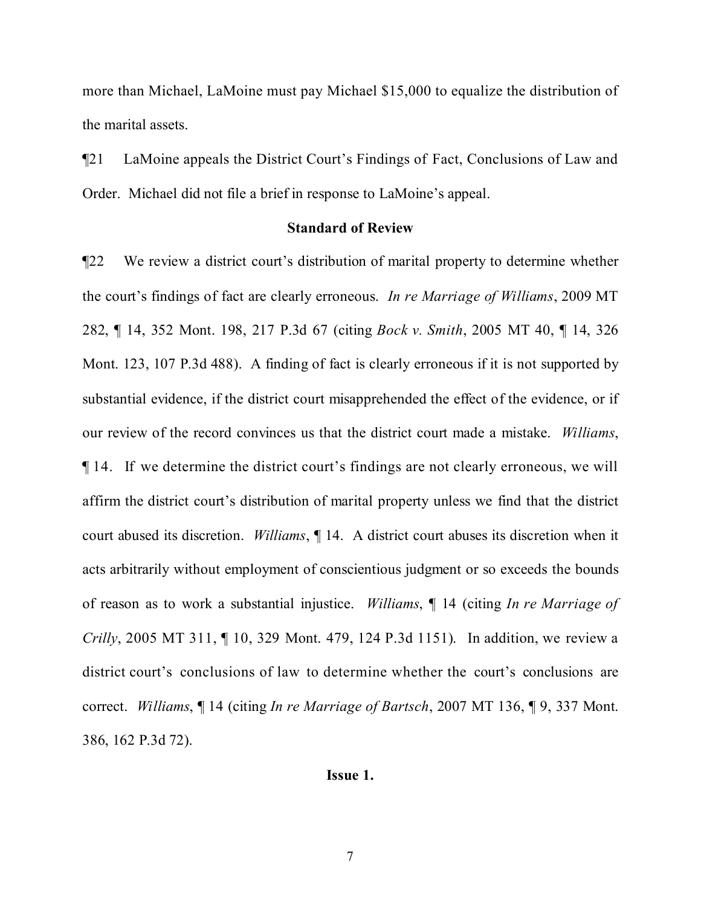more than Michael, LaMoine must pay Michael $15,000 to equalize the distribution of the marital assets.

¶21 LaMoine appeals the District Court's Findings of Fact, Conclusions of Law and Order. Michael did not file a brief in response to LaMoine's appeal.

**Standard of Review**

¶22 We review a district court's distribution of marital property to determine whether the court's findings of fact are clearly erroneous. *In re Marriage of Williams*, 2009 MT 282, ¶ 14, 352 Mont. 198, 217 P.3d 67 (citing *Bock v. Smith*, 2005 MT 40, ¶ 14, 326 Mont. 123, 107 P.3d 488). A finding of fact is clearly erroneous if it is not supported by substantial evidence, if the district court misapprehended the effect of the evidence, or if our review of the record convinces us that the district court made a mistake. *Williams*, ¶ 14. If we determine the district court's findings are not clearly erroneous, we will affirm the district court's distribution of marital property unless we find that the district court abused its discretion. *Williams*, ¶ 14. A district court abuses its discretion when it acts arbitrarily without employment of conscientious judgment or so exceeds the bounds of reason as to work a substantial injustice. *Williams*, ¶ 14 (citing *In re Marriage of Crilly*, 2005 MT 311, ¶ 10, 329 Mont. 479, 124 P.3d 1151). In addition, we review a district court's conclusions of law to determine whether the court's conclusions are correct. *Williams*, ¶ 14 (citing *In re Marriage of Bartsch*, 2007 MT 136, ¶ 9, 337 Mont. 386, 162 P.3d 72).

**Issue 1.**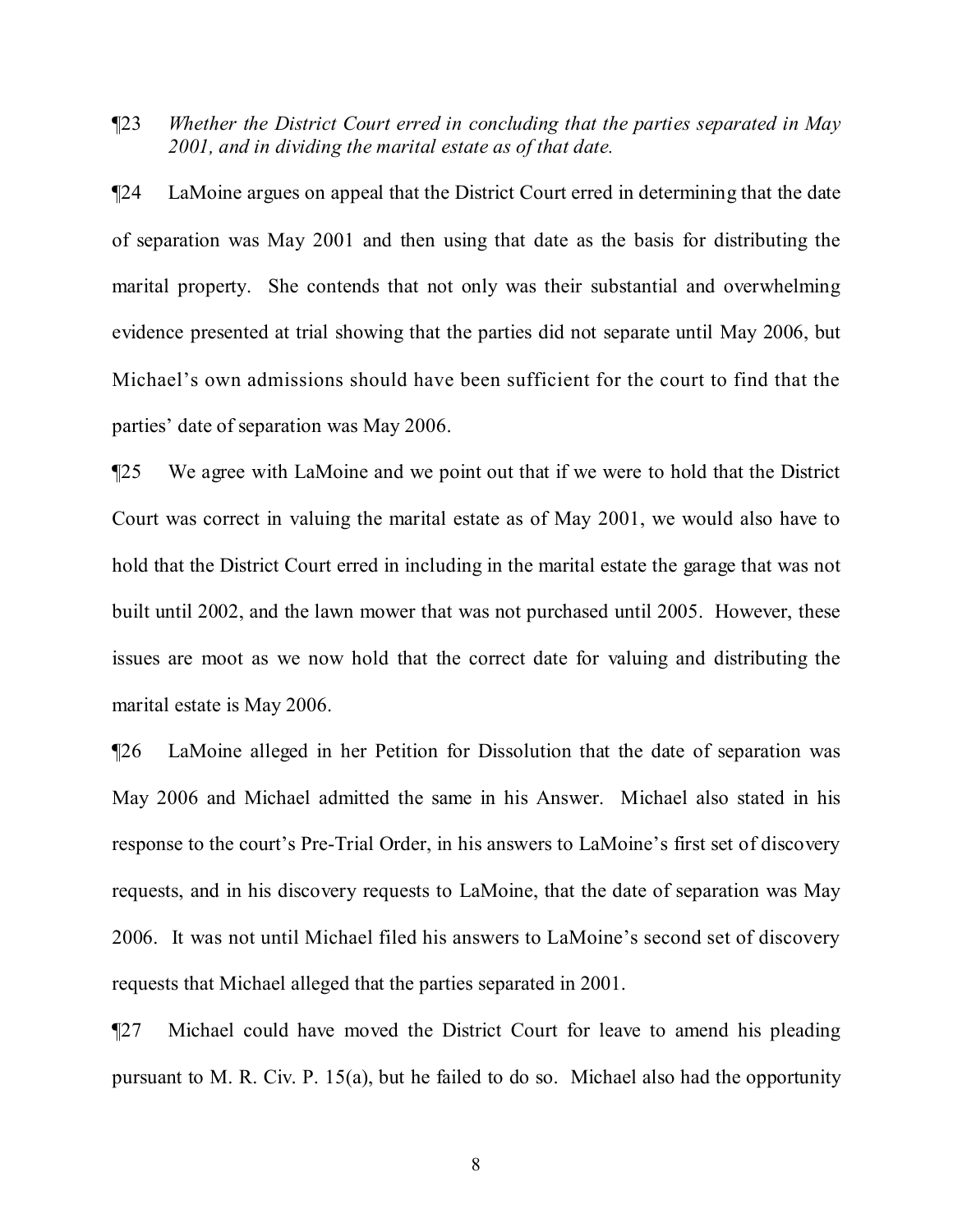¶23 *Whether the District Court erred in concluding that the parties separated in May 2001, and in dividing the marital estate as of that date.*

¶24 LaMoine argues on appeal that the District Court erred in determining that the date of separation was May 2001 and then using that date as the basis for distributing the marital property. She contends that not only was their substantial and overwhelming evidence presented at trial showing that the parties did not separate until May 2006, but Michael's own admissions should have been sufficient for the court to find that the parties' date of separation was May 2006.

¶25 We agree with LaMoine and we point out that if we were to hold that the District Court was correct in valuing the marital estate as of May 2001, we would also have to hold that the District Court erred in including in the marital estate the garage that was not built until 2002, and the lawn mower that was not purchased until 2005. However, these issues are moot as we now hold that the correct date for valuing and distributing the marital estate is May 2006.

¶26 LaMoine alleged in her Petition for Dissolution that the date of separation was May 2006 and Michael admitted the same in his Answer. Michael also stated in his response to the court's Pre-Trial Order, in his answers to LaMoine's first set of discovery requests, and in his discovery requests to LaMoine, that the date of separation was May 2006. It was not until Michael filed his answers to LaMoine's second set of discovery requests that Michael alleged that the parties separated in 2001.

¶27 Michael could have moved the District Court for leave to amend his pleading pursuant to M. R. Civ. P. 15(a), but he failed to do so. Michael also had the opportunity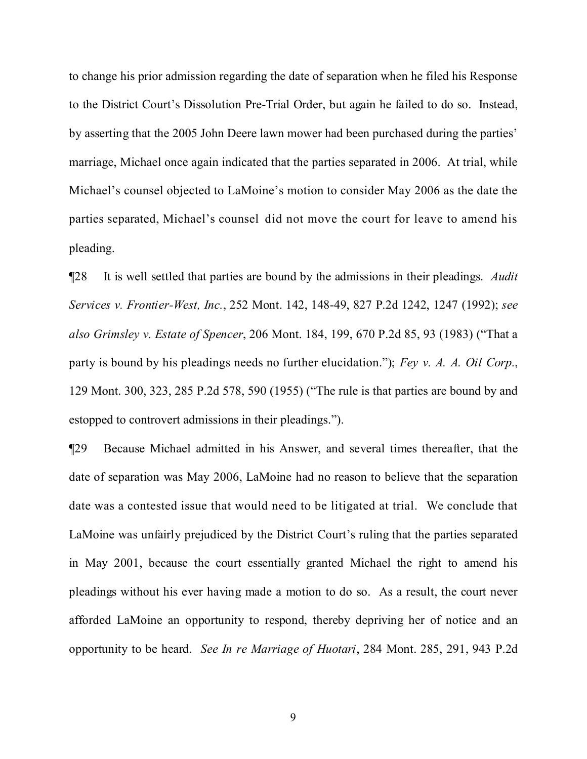to change his prior admission regarding the date of separation when he filed his Response to the District Court's Dissolution Pre-Trial Order, but again he failed to do so. Instead, by asserting that the 2005 John Deere lawn mower had been purchased during the parties' marriage, Michael once again indicated that the parties separated in 2006. At trial, while Michael's counsel objected to LaMoine's motion to consider May 2006 as the date the parties separated, Michael's counsel did not move the court for leave to amend his pleading.

¶28 It is well settled that parties are bound by the admissions in their pleadings. *Audit Services v. Frontier-West, Inc.*, 252 Mont. 142, 148-49, 827 P.2d 1242, 1247 (1992); *see also Grimsley v. Estate of Spencer*, 206 Mont. 184, 199, 670 P.2d 85, 93 (1983) ("That a party is bound by his pleadings needs no further elucidation."); *Fey v. A. A. Oil Corp.*, 129 Mont. 300, 323, 285 P.2d 578, 590 (1955) ("The rule is that parties are bound by and estopped to controvert admissions in their pleadings.").

¶29 Because Michael admitted in his Answer, and several times thereafter, that the date of separation was May 2006, LaMoine had no reason to believe that the separation date was a contested issue that would need to be litigated at trial. We conclude that LaMoine was unfairly prejudiced by the District Court's ruling that the parties separated in May 2001, because the court essentially granted Michael the right to amend his pleadings without his ever having made a motion to do so. As a result, the court never afforded LaMoine an opportunity to respond, thereby depriving her of notice and an opportunity to be heard. *See In re Marriage of Huotari*, 284 Mont. 285, 291, 943 P.2d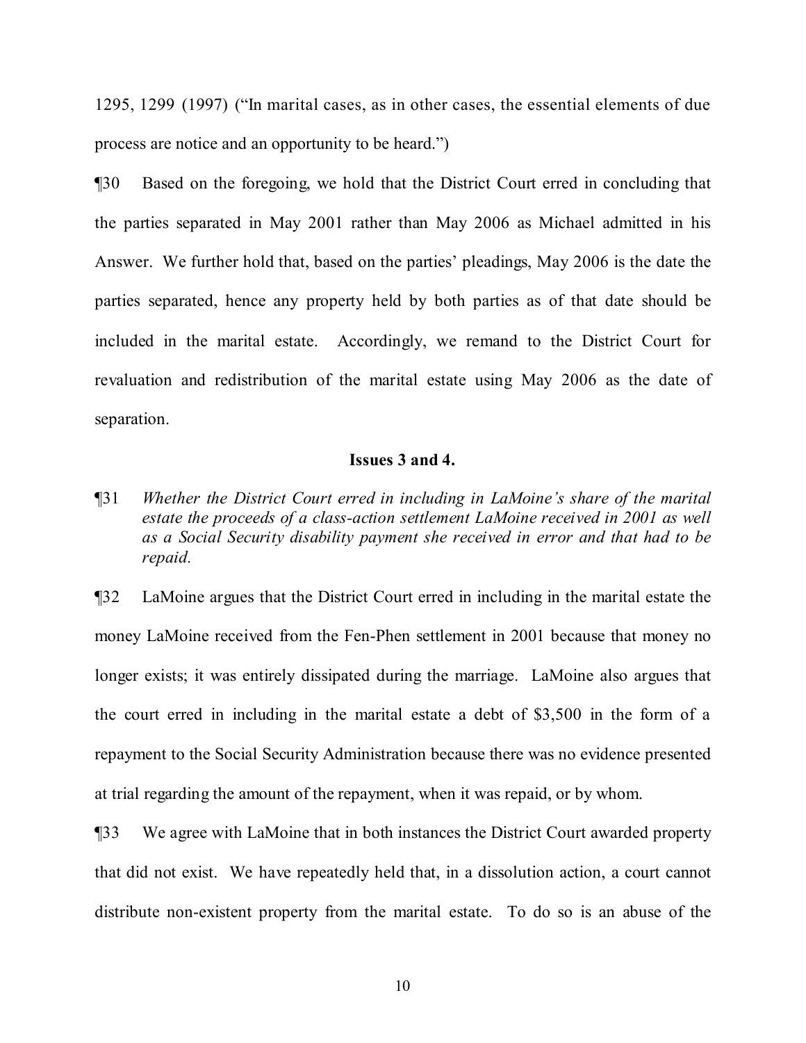1295, 1299 (1997) ("In marital cases, as in other cases, the essential elements of due process are notice and an opportunity to be heard.")

¶30 Based on the foregoing, we hold that the District Court erred in concluding that the parties separated in May 2001 rather than May 2006 as Michael admitted in his Answer. We further hold that, based on the parties' pleadings, May 2006 is the date the parties separated, hence any property held by both parties as of that date should be included in the marital estate. Accordingly, we remand to the District Court for revaluation and redistribution of the marital estate using May 2006 as the date of separation.

### Issues 3 and 4.

¶31 *Whether the District Court erred in including in LaMoine's share of the marital estate the proceeds of a class-action settlement LaMoine received in 2001 as well as a Social Security disability payment she received in error and that had to be repaid.*

¶32 LaMoine argues that the District Court erred in including in the marital estate the money LaMoine received from the Fen-Phen settlement in 2001 because that money no longer exists; it was entirely dissipated during the marriage. LaMoine also argues that the court erred in including in the marital estate a debt of $3,500 in the form of a repayment to the Social Security Administration because there was no evidence presented at trial regarding the amount of the repayment, when it was repaid, or by whom.

¶33 We agree with LaMoine that in both instances the District Court awarded property that did not exist. We have repeatedly held that, in a dissolution action, a court cannot distribute non-existent property from the marital estate. To do so is an abuse of the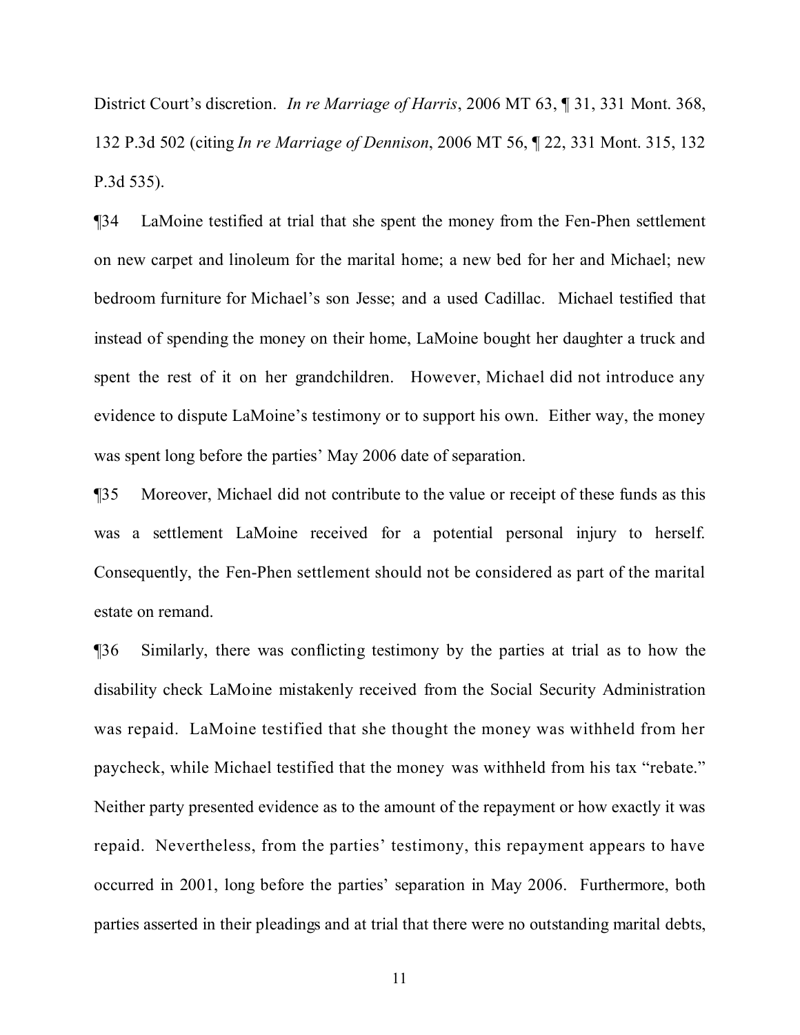District Court's discretion. *In re Marriage of Harris*, 2006 MT 63, ¶ 31, 331 Mont. 368, 132 P.3d 502 (citing *In re Marriage of Dennison*, 2006 MT 56, ¶ 22, 331 Mont. 315, 132 P.3d 535).

¶34 LaMoine testified at trial that she spent the money from the Fen-Phen settlement on new carpet and linoleum for the marital home; a new bed for her and Michael; new bedroom furniture for Michael's son Jesse; and a used Cadillac. Michael testified that instead of spending the money on their home, LaMoine bought her daughter a truck and spent the rest of it on her grandchildren. However, Michael did not introduce any evidence to dispute LaMoine's testimony or to support his own. Either way, the money was spent long before the parties' May 2006 date of separation.

¶35 Moreover, Michael did not contribute to the value or receipt of these funds as this was a settlement LaMoine received for a potential personal injury to herself. Consequently, the Fen-Phen settlement should not be considered as part of the marital estate on remand.

¶36 Similarly, there was conflicting testimony by the parties at trial as to how the disability check LaMoine mistakenly received from the Social Security Administration was repaid. LaMoine testified that she thought the money was withheld from her paycheck, while Michael testified that the money was withheld from his tax "rebate." Neither party presented evidence as to the amount of the repayment or how exactly it was repaid. Nevertheless, from the parties' testimony, this repayment appears to have occurred in 2001, long before the parties' separation in May 2006. Furthermore, both parties asserted in their pleadings and at trial that there were no outstanding marital debts,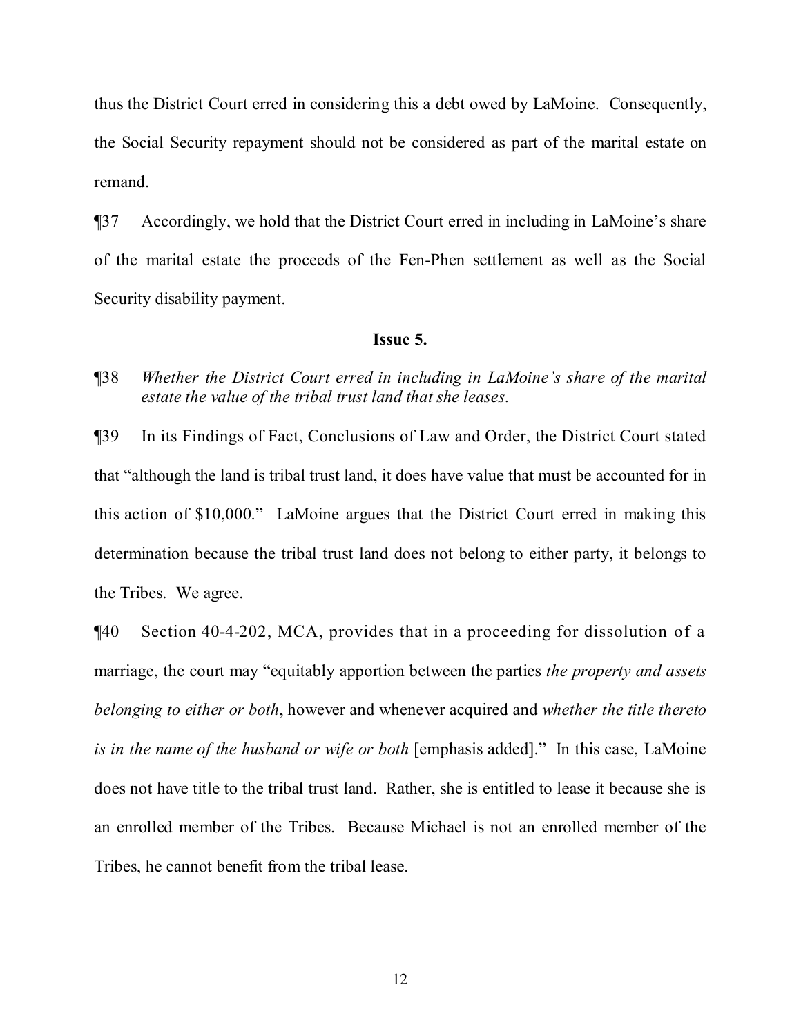thus the District Court erred in considering this a debt owed by LaMoine. Consequently, the Social Security repayment should not be considered as part of the marital estate on remand.

¶37 Accordingly, we hold that the District Court erred in including in LaMoine's share of the marital estate the proceeds of the Fen-Phen settlement as well as the Social Security disability payment.

**Issue 5.**

¶38 *Whether the District Court erred in including in LaMoine's share of the marital estate the value of the tribal trust land that she leases.*

¶39 In its Findings of Fact, Conclusions of Law and Order, the District Court stated that "although the land is tribal trust land, it does have value that must be accounted for in this action of $10,000." LaMoine argues that the District Court erred in making this determination because the tribal trust land does not belong to either party, it belongs to the Tribes. We agree.

¶40 Section 40-4-202, MCA, provides that in a proceeding for dissolution of a marriage, the court may "equitably apportion between the parties *the property and assets belonging to either or both*, however and whenever acquired and *whether the title thereto is in the name of the husband or wife or both* [emphasis added]." In this case, LaMoine does not have title to the tribal trust land. Rather, she is entitled to lease it because she is an enrolled member of the Tribes. Because Michael is not an enrolled member of the Tribes, he cannot benefit from the tribal lease.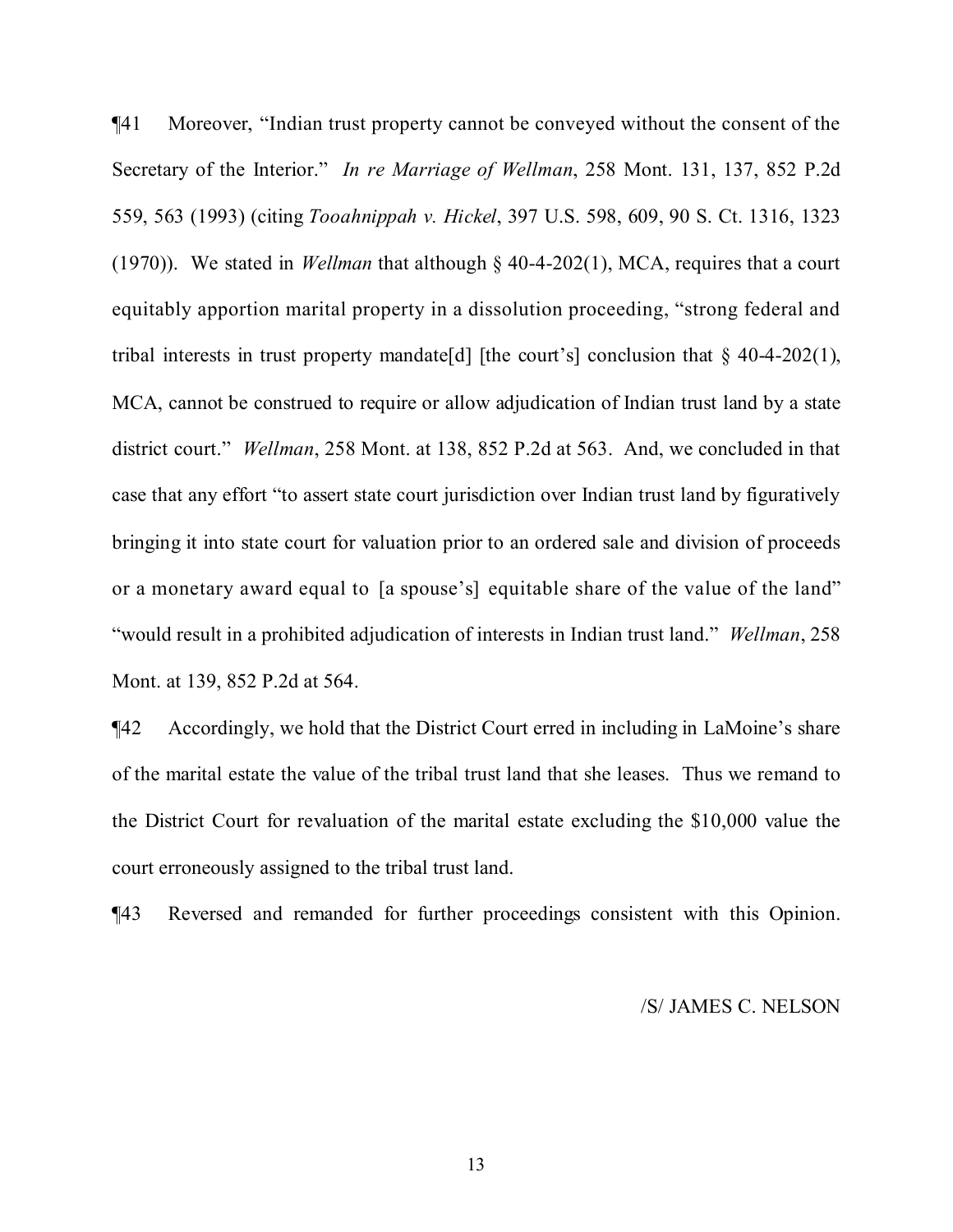¶41 Moreover, "Indian trust property cannot be conveyed without the consent of the Secretary of the Interior." *In re Marriage of Wellman*, 258 Mont. 131, 137, 852 P.2d 559, 563 (1993) (citing *Tooahnippah v. Hickel*, 397 U.S. 598, 609, 90 S. Ct. 1316, 1323 (1970)). We stated in *Wellman* that although § 40-4-202(1), MCA, requires that a court equitably apportion marital property in a dissolution proceeding, "strong federal and tribal interests in trust property mandate[d] [the court's] conclusion that § 40-4-202(1), MCA, cannot be construed to require or allow adjudication of Indian trust land by a state district court." *Wellman*, 258 Mont. at 138, 852 P.2d at 563. And, we concluded in that case that any effort "to assert state court jurisdiction over Indian trust land by figuratively bringing it into state court for valuation prior to an ordered sale and division of proceeds or a monetary award equal to [a spouse's] equitable share of the value of the land" "would result in a prohibited adjudication of interests in Indian trust land." *Wellman*, 258 Mont. at 139, 852 P.2d at 564.

¶42 Accordingly, we hold that the District Court erred in including in LaMoine's share of the marital estate the value of the tribal trust land that she leases. Thus we remand to the District Court for revaluation of the marital estate excluding the $10,000 value the court erroneously assigned to the tribal trust land.

¶43 Reversed and remanded for further proceedings consistent with this Opinion.

/S/ JAMES C. NELSON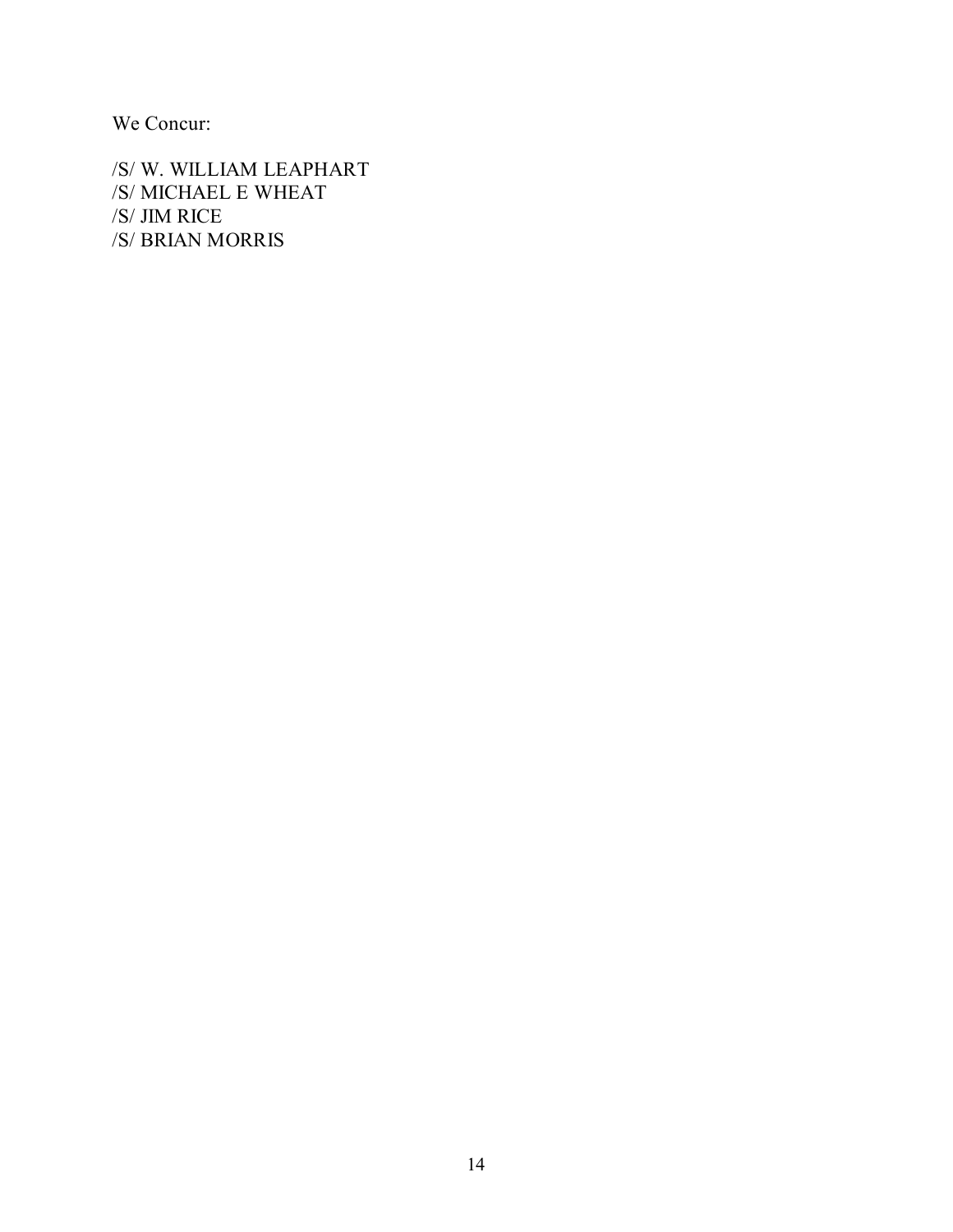We Concur:

/S/ W. WILLIAM LEAPHART
/S/ MICHAEL E WHEAT
/S/ JIM RICE
/S/ BRIAN MORRIS